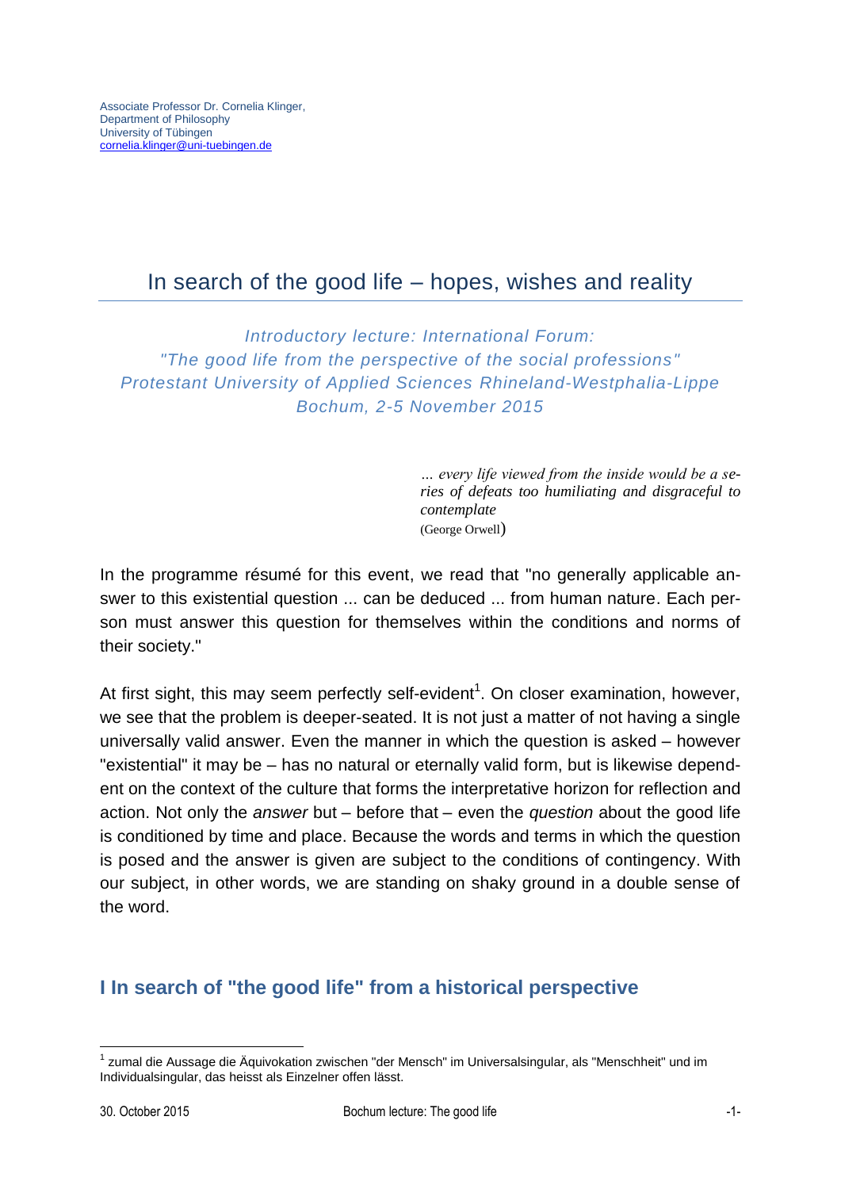Associate Professor Dr. Cornelia Klinger,
Department of Philosophy
University of Tübingen
cornelia.klinger@uni-tuebingen.de

# In search of the good life – hopes, wishes and reality

*Introductory lecture: International Forum:*
*"The good life from the perspective of the social professions"*
*Protestant University of Applied Sciences Rhineland-Westphalia-Lippe*
*Bochum, 2-5 November 2015*

> *... every life viewed from the inside would be a series of defeats too humiliating and disgraceful to contemplate*
> (George Orwell)

In the programme résumé for this event, we read that "no generally applicable answer to this existential question ... can be deduced ... from human nature. Each person must answer this question for themselves within the conditions and norms of their society."

At first sight, this may seem perfectly self-evident[1]. On closer examination, however, we see that the problem is deeper-seated. It is not just a matter of not having a single universally valid answer. Even the manner in which the question is asked – however "existential" it may be – has no natural or eternally valid form, but is likewise dependent on the context of the culture that forms the interpretative horizon for reflection and action. Not only the *answer* but – before that – even the *question* about the good life is conditioned by time and place. Because the words and terms in which the question is posed and the answer is given are subject to the conditions of contingency. With our subject, in other words, we are standing on shaky ground in a double sense of the word.

## I In search of "the good life" from a historical perspective

[1] zumal die Aussage die Äquivokation zwischen "der Mensch" im Universalsingular, als "Menschheit" und im Individualsingular, das heisst als Einzelner offen lässt.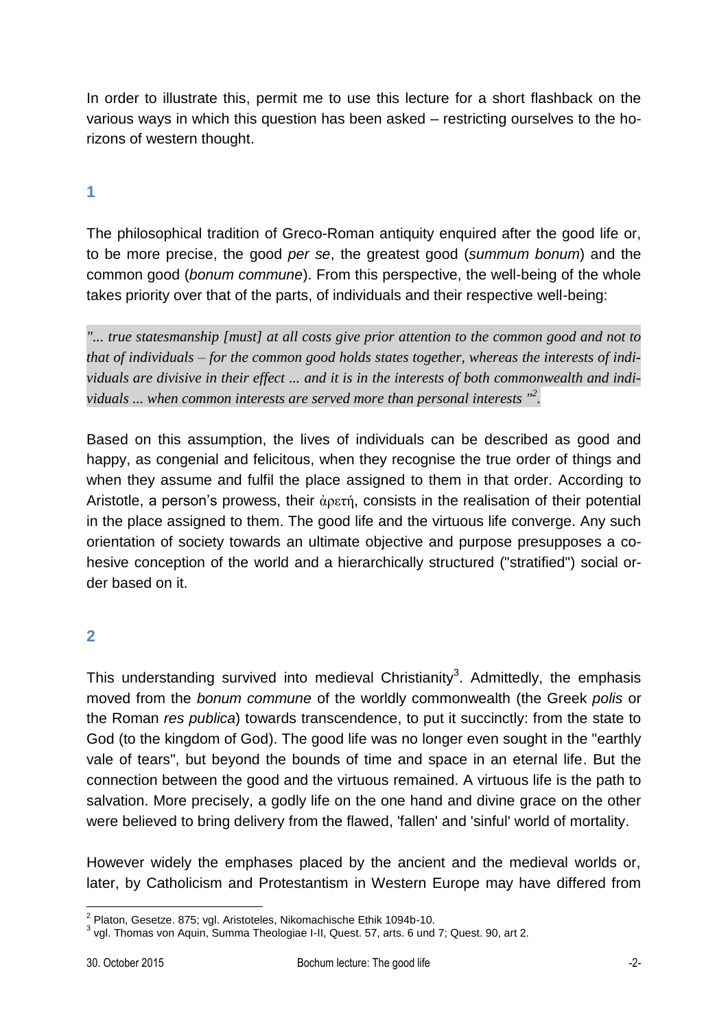In order to illustrate this, permit me to use this lecture for a short flashback on the various ways in which this question has been asked – restricting ourselves to the horizons of western thought.

## 1

The philosophical tradition of Greco-Roman antiquity enquired after the good life or, to be more precise, the good *per se*, the greatest good (*summum bonum*) and the common good (*bonum commune*). From this perspective, the well-being of the whole takes priority over that of the parts, of individuals and their respective well-being:

> *"... true statesmanship [must] at all costs give prior attention to the common good and not to that of individuals – for the common good holds states together, whereas the interests of individuals are divisive in their effect ... and it is in the interests of both commonwealth and individuals ... when common interests are served more than personal interests "*[2].

Based on this assumption, the lives of individuals can be described as good and happy, as congenial and felicitous, when they recognise the true order of things and when they assume and fulfil the place assigned to them in that order. According to Aristotle, a person's prowess, their ἀρετή, consists in the realisation of their potential in the place assigned to them. The good life and the virtuous life converge. Any such orientation of society towards an ultimate objective and purpose presupposes a cohesive conception of the world and a hierarchically structured ("stratified") social order based on it.

## 2

This understanding survived into medieval Christianity[3]. Admittedly, the emphasis moved from the *bonum commune* of the worldly commonwealth (the Greek *polis* or the Roman *res publica*) towards transcendence, to put it succinctly: from the state to God (to the kingdom of God). The good life was no longer even sought in the "earthly vale of tears", but beyond the bounds of time and space in an eternal life. But the connection between the good and the virtuous remained. A virtuous life is the path to salvation. More precisely, a godly life on the one hand and divine grace on the other were believed to bring delivery from the flawed, 'fallen' and 'sinful' world of mortality.

However widely the emphases placed by the ancient and the medieval worlds or, later, by Catholicism and Protestantism in Western Europe may have differed from

---

[2] Platon, Gesetze. 875; vgl. Aristoteles, Nikomachische Ethik 1094b-10.

[3] vgl. Thomas von Aquin, Summa Theologiae I-II, Quest. 57, arts. 6 und 7; Quest. 90, art 2.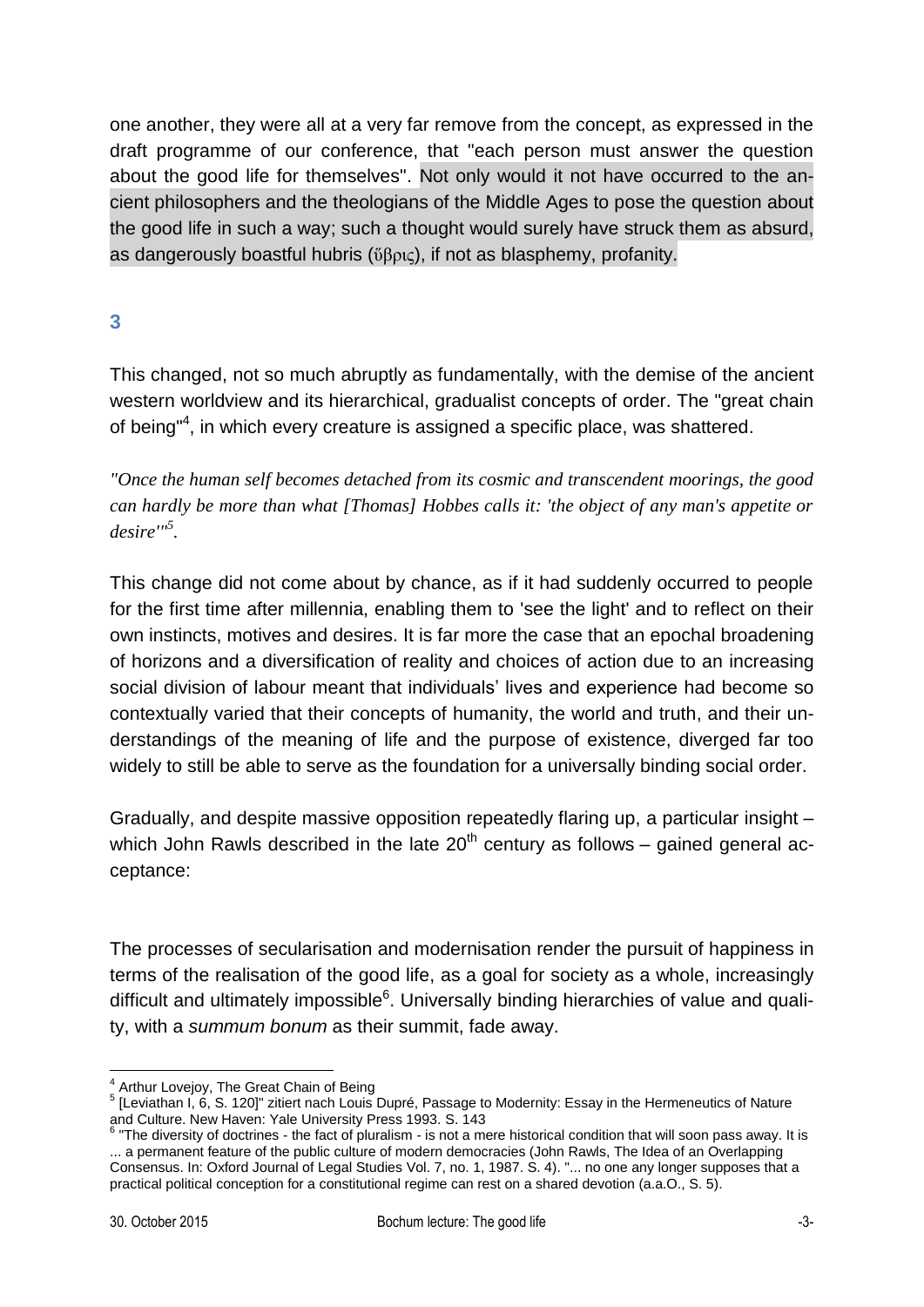one another, they were all at a very far remove from the concept, as expressed in the draft programme of our conference, that "each person must answer the question about the good life for themselves". Not only would it not have occurred to the ancient philosophers and the theologians of the Middle Ages to pose the question about the good life in such a way; such a thought would surely have struck them as absurd, as dangerously boastful hubris (ὕβρις), if not as blasphemy, profanity.

## 3

This changed, not so much abruptly as fundamentally, with the demise of the ancient western worldview and its hierarchical, gradualist concepts of order. The "great chain of being"[4], in which every creature is assigned a specific place, was shattered.

*"Once the human self becomes detached from its cosmic and transcendent moorings, the good can hardly be more than what [Thomas] Hobbes calls it: 'the object of any man's appetite or desire'"[5].*

This change did not come about by chance, as if it had suddenly occurred to people for the first time after millennia, enabling them to 'see the light' and to reflect on their own instincts, motives and desires. It is far more the case that an epochal broadening of horizons and a diversification of reality and choices of action due to an increasing social division of labour meant that individuals' lives and experience had become so contextually varied that their concepts of humanity, the world and truth, and their understandings of the meaning of life and the purpose of existence, diverged far too widely to still be able to serve as the foundation for a universally binding social order.

Gradually, and despite massive opposition repeatedly flaring up, a particular insight – which John Rawls described in the late 20th century as follows – gained general acceptance:

The processes of secularisation and modernisation render the pursuit of happiness in terms of the realisation of the good life, as a goal for society as a whole, increasingly difficult and ultimately impossible[6]. Universally binding hierarchies of value and quality, with a *summum bonum* as their summit, fade away.

---

[4] Arthur Lovejoy, The Great Chain of Being

[5] [Leviathan I, 6, S. 120]" zitiert nach Louis Dupré, Passage to Modernity: Essay in the Hermeneutics of Nature and Culture. New Haven: Yale University Press 1993. S. 143

[6] "The diversity of doctrines - the fact of pluralism - is not a mere historical condition that will soon pass away. It is ... a permanent feature of the public culture of modern democracies (John Rawls, The Idea of an Overlapping Consensus. In: Oxford Journal of Legal Studies Vol. 7, no. 1, 1987. S. 4). "... no one any longer supposes that a practical political conception for a constitutional regime can rest on a shared devotion (a.a.O., S. 5).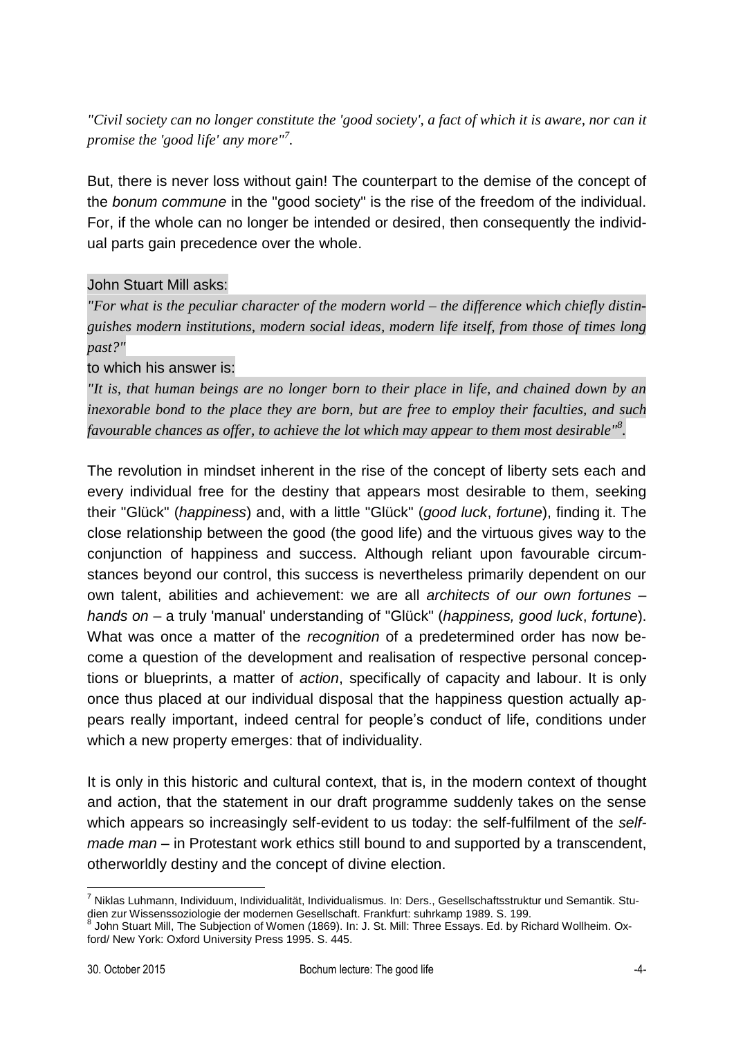*"Civil society can no longer constitute the 'good society', a fact of which it is aware, nor can it promise the 'good life' any more"*[7].

But, there is never loss without gain! The counterpart to the demise of the concept of the *bonum commune* in the "good society" is the rise of the freedom of the individual. For, if the whole can no longer be intended or desired, then consequently the individual parts gain precedence over the whole.

John Stuart Mill asks:

*"For what is the peculiar character of the modern world – the difference which chiefly distinguishes modern institutions, modern social ideas, modern life itself, from those of times long past?"*

to which his answer is:

*"It is, that human beings are no longer born to their place in life, and chained down by an inexorable bond to the place they are born, but are free to employ their faculties, and such favourable chances as offer, to achieve the lot which may appear to them most desirable"*[8].

The revolution in mindset inherent in the rise of the concept of liberty sets each and every individual free for the destiny that appears most desirable to them, seeking their "Glück" (*happiness*) and, with a little "Glück" (*good luck*, *fortune*), finding it. The close relationship between the good (the good life) and the virtuous gives way to the conjunction of happiness and success. Although reliant upon favourable circumstances beyond our control, this success is nevertheless primarily dependent on our own talent, abilities and achievement: we are all *architects of our own fortunes – hands on* – a truly 'manual' understanding of "Glück" (*happiness, good luck*, *fortune*). What was once a matter of the *recognition* of a predetermined order has now become a question of the development and realisation of respective personal conceptions or blueprints, a matter of *action*, specifically of capacity and labour. It is only once thus placed at our individual disposal that the happiness question actually appears really important, indeed central for people's conduct of life, conditions under which a new property emerges: that of individuality.

It is only in this historic and cultural context, that is, in the modern context of thought and action, that the statement in our draft programme suddenly takes on the sense which appears so increasingly self-evident to us today: the self-fulfilment of the *self-made man* – in Protestant work ethics still bound to and supported by a transcendent, otherworldly destiny and the concept of divine election.

---

[7] Niklas Luhmann, Individuum, Individualität, Individualismus. In: Ders., Gesellschaftsstruktur und Semantik. Studien zur Wissenssoziologie der modernen Gesellschaft. Frankfurt: suhrkamp 1989. S. 199.

[8] John Stuart Mill, The Subjection of Women (1869). In: J. St. Mill: Three Essays. Ed. by Richard Wollheim. Oxford/ New York: Oxford University Press 1995. S. 445.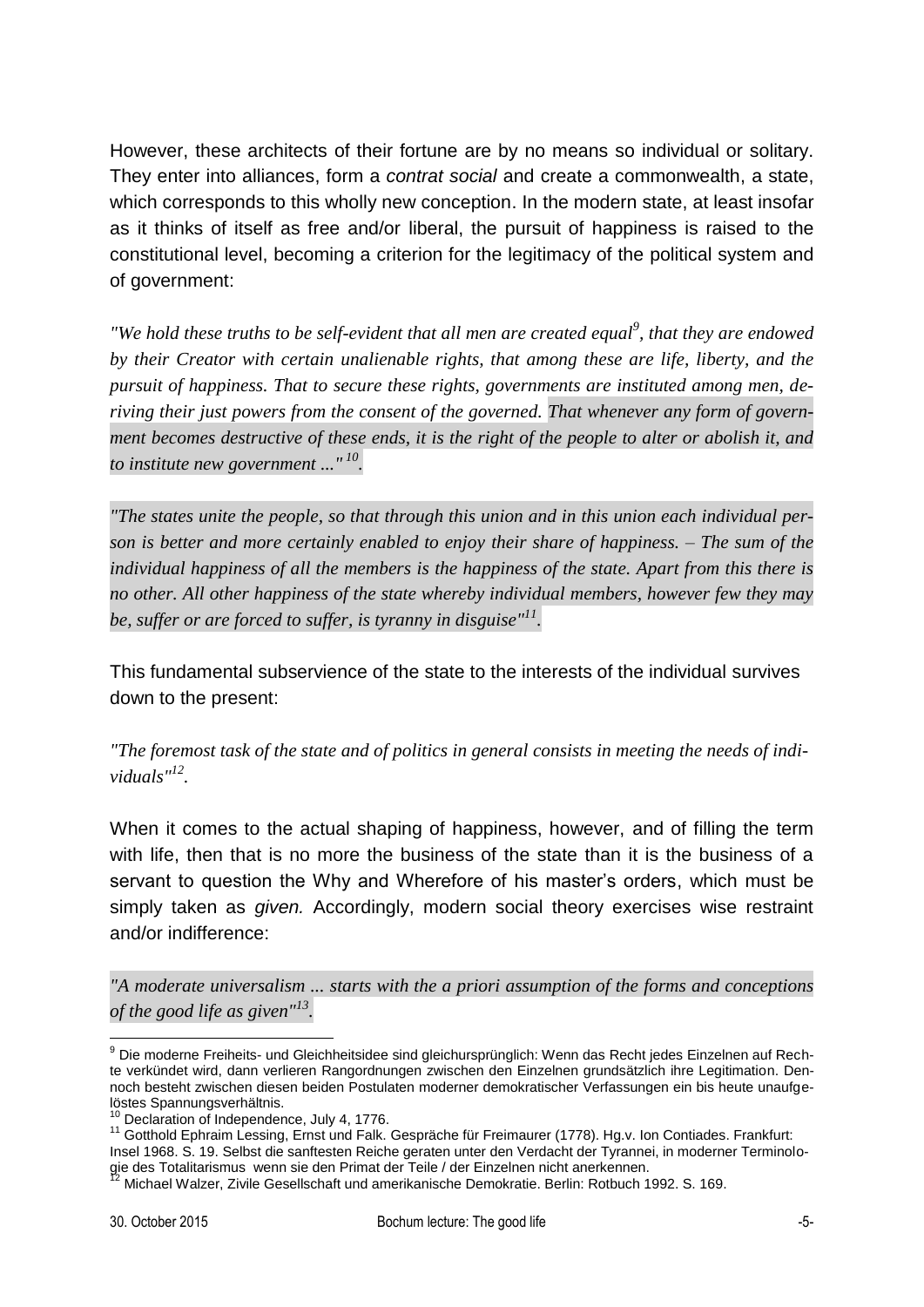However, these architects of their fortune are by no means so individual or solitary. They enter into alliances, form a *contrat social* and create a commonwealth, a state, which corresponds to this wholly new conception. In the modern state, at least insofar as it thinks of itself as free and/or liberal, the pursuit of happiness is raised to the constitutional level, becoming a criterion for the legitimacy of the political system and of government:

*"We hold these truths to be self-evident that all men are created equal[9], that they are endowed by their Creator with certain unalienable rights, that among these are life, liberty, and the pursuit of happiness. That to secure these rights, governments are instituted among men, deriving their just powers from the consent of the governed. That whenever any form of government becomes destructive of these ends, it is the right of the people to alter or abolish it, and to institute new government ..."*[10].

*"The states unite the people, so that through this union and in this union each individual person is better and more certainly enabled to enjoy their share of happiness. – The sum of the individual happiness of all the members is the happiness of the state. Apart from this there is no other. All other happiness of the state whereby individual members, however few they may be, suffer or are forced to suffer, is tyranny in disguise"*[11].

This fundamental subservience of the state to the interests of the individual survives down to the present:

*"The foremost task of the state and of politics in general consists in meeting the needs of individuals"*[12].

When it comes to the actual shaping of happiness, however, and of filling the term with life, then that is no more the business of the state than it is the business of a servant to question the Why and Wherefore of his master's orders, which must be simply taken as *given.* Accordingly, modern social theory exercises wise restraint and/or indifference:

*"A moderate universalism ... starts with the a priori assumption of the forms and conceptions of the good life as given"*[13].

---

[9] Die moderne Freiheits- und Gleichheitsidee sind gleichursprünglich: Wenn das Recht jedes Einzelnen auf Rechte verkündet wird, dann verlieren Rangordnungen zwischen den Einzelnen grundsätzlich ihre Legitimation. Dennoch besteht zwischen diesen beiden Postulaten moderner demokratischer Verfassungen ein bis heute unaufgelöstes Spannungsverhältnis.

[10] Declaration of Independence, July 4, 1776.

[11] Gotthold Ephraim Lessing, Ernst und Falk. Gespräche für Freimaurer (1778). Hg.v. Ion Contiades. Frankfurt: Insel 1968. S. 19. Selbst die sanftesten Reiche geraten unter den Verdacht der Tyrannei, in moderner Terminologie des Totalitarismus wenn sie den Primat der Teile / der Einzelnen nicht anerkennen.

[12] Michael Walzer, Zivile Gesellschaft und amerikanische Demokratie. Berlin: Rotbuch 1992. S. 169.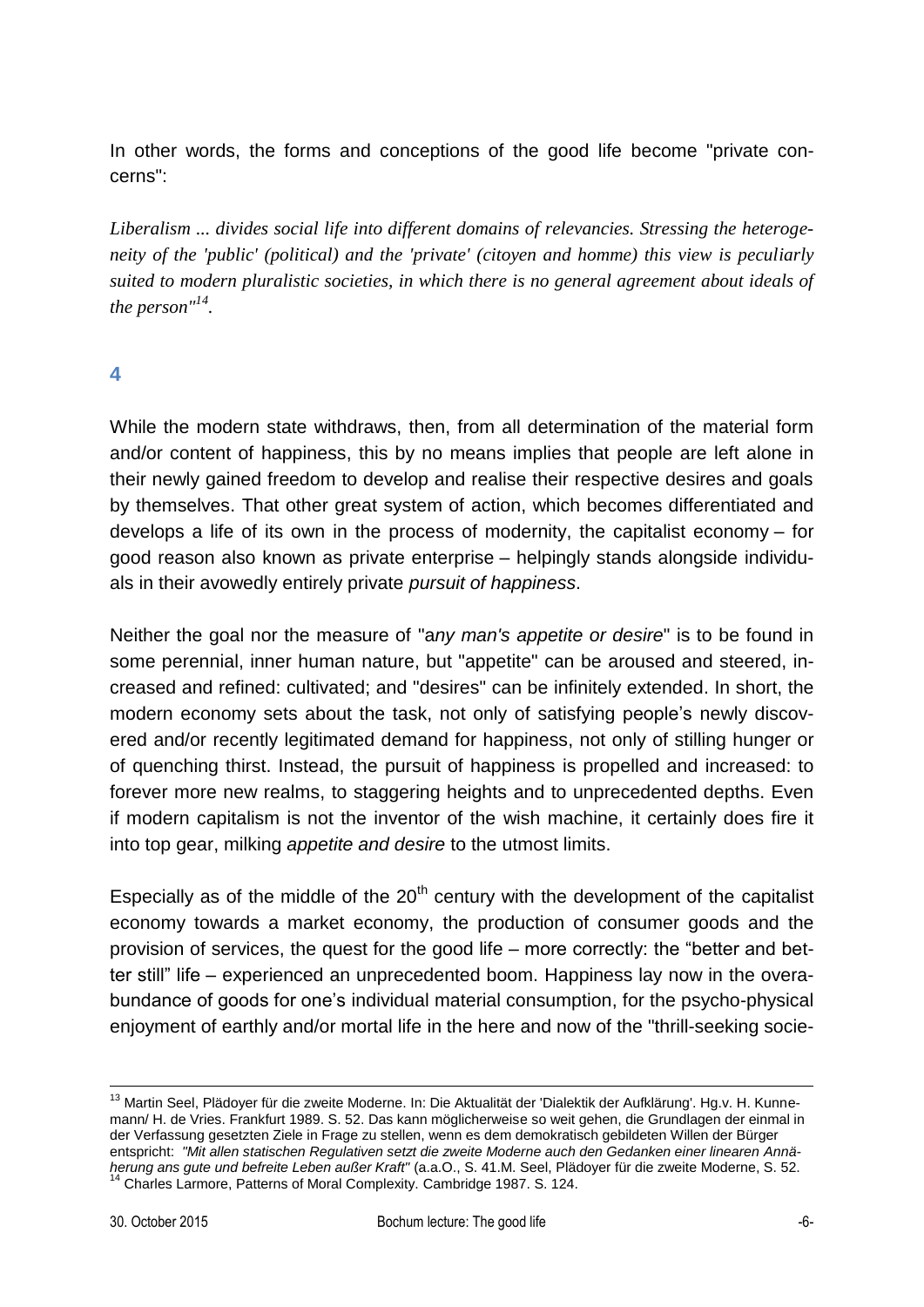In other words, the forms and conceptions of the good life become "private concerns":

*Liberalism ... divides social life into different domains of relevancies. Stressing the heterogeneity of the 'public' (political) and the 'private' (citoyen and homme) this view is peculiarly suited to modern pluralistic societies, in which there is no general agreement about ideals of the person"[14].*

## 4

While the modern state withdraws, then, from all determination of the material form and/or content of happiness, this by no means implies that people are left alone in their newly gained freedom to develop and realise their respective desires and goals by themselves. That other great system of action, which becomes differentiated and develops a life of its own in the process of modernity, the capitalist economy – for good reason also known as private enterprise – helpingly stands alongside individuals in their avowedly entirely private *pursuit of happiness*.

Neither the goal nor the measure of "a*ny man's appetite or desire*" is to be found in some perennial, inner human nature, but "appetite" can be aroused and steered, increased and refined: cultivated; and "desires" can be infinitely extended. In short, the modern economy sets about the task, not only of satisfying people's newly discovered and/or recently legitimated demand for happiness, not only of stilling hunger or of quenching thirst. Instead, the pursuit of happiness is propelled and increased: to forever more new realms, to staggering heights and to unprecedented depths. Even if modern capitalism is not the inventor of the wish machine, it certainly does fire it into top gear, milking *appetite and desire* to the utmost limits.

Especially as of the middle of the 20th century with the development of the capitalist economy towards a market economy, the production of consumer goods and the provision of services, the quest for the good life – more correctly: the "better and better still" life – experienced an unprecedented boom. Happiness lay now in the overabundance of goods for one's individual material consumption, for the psycho-physical enjoyment of earthly and/or mortal life in the here and now of the "thrill-seeking socie-

---

[13] Martin Seel, Plädoyer für die zweite Moderne. In: Die Aktualität der 'Dialektik der Aufklärung'. Hg.v. H. Kunnemann/ H. de Vries. Frankfurt 1989. S. 52. Das kann möglicherweise so weit gehen, die Grundlagen der einmal in der Verfassung gesetzten Ziele in Frage zu stellen, wenn es dem demokratisch gebildeten Willen der Bürger entspricht: *"Mit allen statischen Regulativen setzt die zweite Moderne auch den Gedanken einer linearen Annäherung ans gute und befreite Leben außer Kraft"* (a.a.O., S. 41.M. Seel, Plädoyer für die zweite Moderne, S. 52.

[14] Charles Larmore, Patterns of Moral Complexity. Cambridge 1987. S. 124.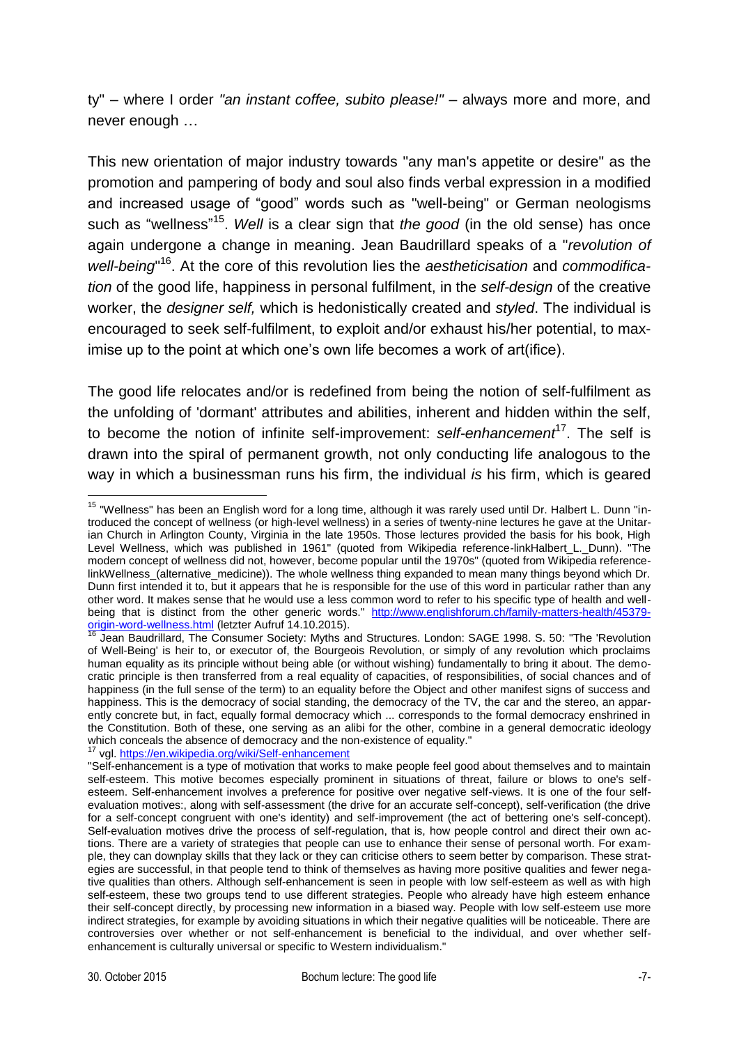ty" – where I order *"an instant coffee, subito please!"* – always more and more, and never enough …

This new orientation of major industry towards "any man's appetite or desire" as the promotion and pampering of body and soul also finds verbal expression in a modified and increased usage of "good" words such as "well-being" or German neologisms such as "wellness"[15]. *Well* is a clear sign that *the good* (in the old sense) has once again undergone a change in meaning. Jean Baudrillard speaks of a "*revolution of well-being*"[16]. At the core of this revolution lies the *aestheticisation* and *commodification* of the good life, happiness in personal fulfilment, in the *self-design* of the creative worker, the *designer self,* which is hedonistically created and *styled*. The individual is encouraged to seek self-fulfilment, to exploit and/or exhaust his/her potential, to maximise up to the point at which one's own life becomes a work of art(ifice).

The good life relocates and/or is redefined from being the notion of self-fulfilment as the unfolding of 'dormant' attributes and abilities, inherent and hidden within the self, to become the notion of infinite self-improvement: *self-enhancement*[17]. The self is drawn into the spiral of permanent growth, not only conducting life analogous to the way in which a businessman runs his firm, the individual *is* his firm, which is geared

---

[15] "Wellness" has been an English word for a long time, although it was rarely used until Dr. Halbert L. Dunn "introduced the concept of wellness (or high-level wellness) in a series of twenty-nine lectures he gave at the Unitarian Church in Arlington County, Virginia in the late 1950s. Those lectures provided the basis for his book, High Level Wellness, which was published in 1961" (quoted from Wikipedia reference-linkHalbert_L._Dunn). "The modern concept of wellness did not, however, become popular until the 1970s" (quoted from Wikipedia reference-linkWellness_(alternative_medicine)). The whole wellness thing expanded to mean many things beyond which Dr. Dunn first intended it to, but it appears that he is responsible for the use of this word in particular rather than any other word. It makes sense that he would use a less common word to refer to his specific type of health and well-being that is distinct from the other generic words." http://www.englishforum.ch/family-matters-health/45379-origin-word-wellness.html (letzter Aufruf 14.10.2015).

[16] Jean Baudrillard, The Consumer Society: Myths and Structures. London: SAGE 1998. S. 50: "The 'Revolution of Well-Being' is heir to, or executor of, the Bourgeois Revolution, or simply of any revolution which proclaims human equality as its principle without being able (or without wishing) fundamentally to bring it about. The democratic principle is then transferred from a real equality of capacities, of responsibilities, of social chances and of happiness (in the full sense of the term) to an equality before the Object and other manifest signs of success and happiness. This is the democracy of social standing, the democracy of the TV, the car and the stereo, an apparently concrete but, in fact, equally formal democracy which ... corresponds to the formal democracy enshrined in the Constitution. Both of these, one serving as an alibi for the other, combine in a general democratic ideology which conceals the absence of democracy and the non-existence of equality."

[17] vgl. https://en.wikipedia.org/wiki/Self-enhancement

"Self-enhancement is a type of motivation that works to make people feel good about themselves and to maintain self-esteem. This motive becomes especially prominent in situations of threat, failure or blows to one's self-esteem. Self-enhancement involves a preference for positive over negative self-views. It is one of the four self-evaluation motives:, along with self-assessment (the drive for an accurate self-concept), self-verification (the drive for a self-concept congruent with one's identity) and self-improvement (the act of bettering one's self-concept). Self-evaluation motives drive the process of self-regulation, that is, how people control and direct their own actions. There are a variety of strategies that people can use to enhance their sense of personal worth. For example, they can downplay skills that they lack or they can criticise others to seem better by comparison. These strategies are successful, in that people tend to think of themselves as having more positive qualities and fewer negative qualities than others. Although self-enhancement is seen in people with low self-esteem as well as with high self-esteem, these two groups tend to use different strategies. People who already have high esteem enhance their self-concept directly, by processing new information in a biased way. People with low self-esteem use more indirect strategies, for example by avoiding situations in which their negative qualities will be noticeable. There are controversies over whether or not self-enhancement is beneficial to the individual, and over whether self-enhancement is culturally universal or specific to Western individualism."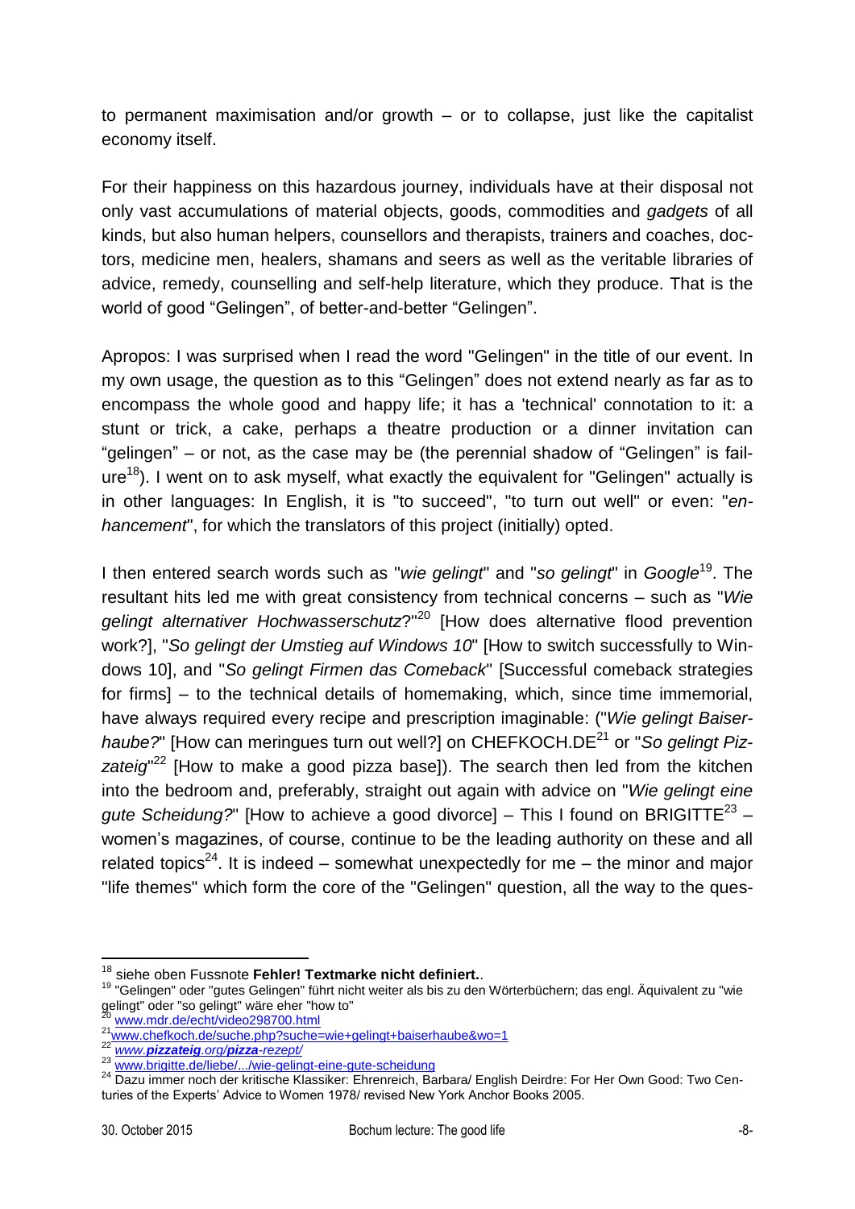to permanent maximisation and/or growth – or to collapse, just like the capitalist economy itself.

For their happiness on this hazardous journey, individuals have at their disposal not only vast accumulations of material objects, goods, commodities and *gadgets* of all kinds, but also human helpers, counsellors and therapists, trainers and coaches, doctors, medicine men, healers, shamans and seers as well as the veritable libraries of advice, remedy, counselling and self-help literature, which they produce. That is the world of good "Gelingen", of better-and-better "Gelingen".

Apropos: I was surprised when I read the word "Gelingen" in the title of our event. In my own usage, the question as to this "Gelingen" does not extend nearly as far as to encompass the whole good and happy life; it has a 'technical' connotation to it: a stunt or trick, a cake, perhaps a theatre production or a dinner invitation can "gelingen" – or not, as the case may be (the perennial shadow of "Gelingen" is failure[18]). I went on to ask myself, what exactly the equivalent for "Gelingen" actually is in other languages: In English, it is "to succeed", "to turn out well" or even: "*enhancement*", for which the translators of this project (initially) opted.

I then entered search words such as "*wie gelingt*" and "*so gelingt*" in *Google*[19]. The resultant hits led me with great consistency from technical concerns – such as "*Wie gelingt alternativer Hochwasserschutz*?"[20] [How does alternative flood prevention work?], "*So gelingt der Umstieg auf Windows 10*" [How to switch successfully to Windows 10], and "*So gelingt Firmen das Comeback*" [Successful comeback strategies for firms] – to the technical details of homemaking, which, since time immemorial, have always required every recipe and prescription imaginable: ("*Wie gelingt Baiserhaube?*" [How can meringues turn out well?] on CHEFKOCH.DE[21] or "*So gelingt Pizzateig*"[22] [How to make a good pizza base]). The search then led from the kitchen into the bedroom and, preferably, straight out again with advice on "*Wie gelingt eine gute Scheidung?*" [How to achieve a good divorce] – This I found on BRIGITTE[23] – women's magazines, of course, continue to be the leading authority on these and all related topics[24]. It is indeed – somewhat unexpectedly for me – the minor and major "life themes" which form the core of the "Gelingen" question, all the way to the ques-

---

[18] siehe oben Fussnote **Fehler! Textmarke nicht definiert.**.

[19] "Gelingen" oder "gutes Gelingen" führt nicht weiter als bis zu den Wörterbüchern; das engl. Äquivalent zu "wie gelingt" oder "so gelingt" wäre eher "how to"

[20] www.mdr.de/echt/video298700.html

[21] www.chefkoch.de/suche.php?suche=wie+gelingt+baiserhaube&wo=1

[22] *www.**pizzateig**.org/**pizza**-rezept/*

[23] www.brigitte.de/liebe/.../wie-gelingt-eine-gute-scheidung

[24] Dazu immer noch der kritische Klassiker: Ehrenreich, Barbara/ English Deirdre: For Her Own Good: Two Centuries of the Experts' Advice to Women 1978/ revised New York Anchor Books 2005.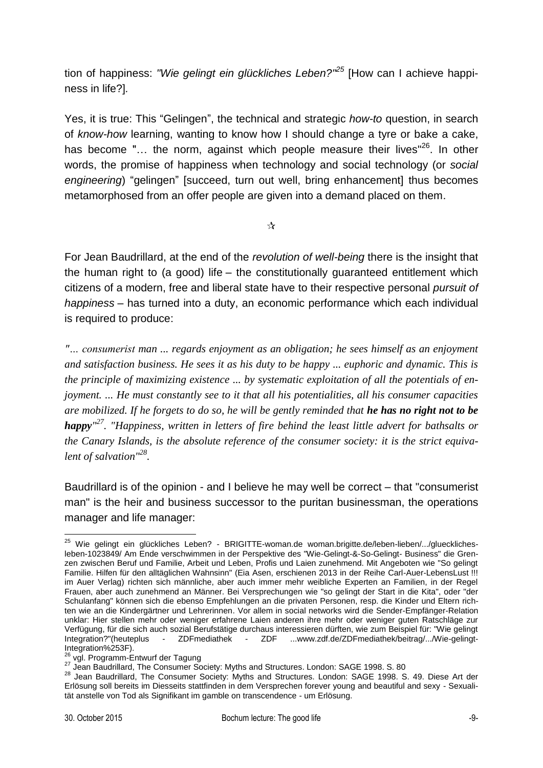tion of happiness: *"Wie gelingt ein glückliches Leben?"*[25] [How can I achieve happiness in life?].

Yes, it is true: This "Gelingen", the technical and strategic *how-to* question, in search of *know-how* learning, wanting to know how I should change a tyre or bake a cake, has become "… the norm, against which people measure their lives"[26]. In other words, the promise of happiness when technology and social technology (or *social engineering*) "gelingen" [succeed, turn out well, bring enhancement] thus becomes metamorphosed from an offer people are given into a demand placed on them.

☆

For Jean Baudrillard, at the end of the *revolution of well-being* there is the insight that the human right to (a good) life – the constitutionally guaranteed entitlement which citizens of a modern, free and liberal state have to their respective personal *pursuit of happiness* – has turned into a duty, an economic performance which each individual is required to produce:

*"... consumerist man ... regards enjoyment as an obligation; he sees himself as an enjoyment and satisfaction business. He sees it as his duty to be happy ... euphoric and dynamic. This is the principle of maximizing existence ... by systematic exploitation of all the potentials of enjoyment. ... He must constantly see to it that all his potentialities, all his consumer capacities are mobilized. If he forgets to do so, he will be gently reminded that **he has no right not to be happy**"[27]. "Happiness, written in letters of fire behind the least little advert for bathsalts or the Canary Islands, is the absolute reference of the consumer society: it is the strict equivalent of salvation"[28].*

Baudrillard is of the opinion - and I believe he may well be correct – that "consumerist man" is the heir and business successor to the puritan businessman, the operations manager and life manager:

---

[25] Wie gelingt ein glückliches Leben? - BRIGITTE-woman.de woman.brigitte.de/leben-lieben/.../glueckliches-leben-1023849/ Am Ende verschwimmen in der Perspektive des "Wie-Gelingt-&-So-Gelingt- Business" die Grenzen zwischen Beruf und Familie, Arbeit und Leben, Profis und Laien zunehmend. Mit Angeboten wie "So gelingt Familie. Hilfen für den alltäglichen Wahnsinn" (Eia Asen, erschienen 2013 in der Reihe Carl-Auer-LebensLust !!! im Auer Verlag) richten sich männliche, aber auch immer mehr weibliche Experten an Familien, in der Regel Frauen, aber auch zunehmend an Männer. Bei Versprechungen wie "so gelingt der Start in die Kita", oder "der Schulanfang" können sich die ebenso Empfehlungen an die privaten Personen, resp. die Kinder und Eltern richten wie an die Kindergärtner und Lehrerinnen. Vor allem in social networks wird die Sender-Empfänger-Relation unklar: Hier stellen mehr oder weniger erfahrene Laien anderen ihre mehr oder weniger guten Ratschläge zur Verfügung, für die sich auch sozial Berufstätige durchaus interessieren dürften, wie zum Beispiel für: "Wie gelingt Integration?"(heuteplus - ZDFmediathek - ZDF ...www.zdf.de/ZDFmediathek/beitrag/.../Wie-gelingt-Integration%253F).

[26] vgl. Programm-Entwurf der Tagung

[27] Jean Baudrillard, The Consumer Society: Myths and Structures. London: SAGE 1998. S. 80

[28] Jean Baudrillard, The Consumer Society: Myths and Structures. London: SAGE 1998. S. 49. Diese Art der Erlösung soll bereits im Diesseits stattfinden in dem Versprechen forever young and beautiful and sexy - Sexualität anstelle von Tod als Signifikant im gamble on transcendence - um Erlösung.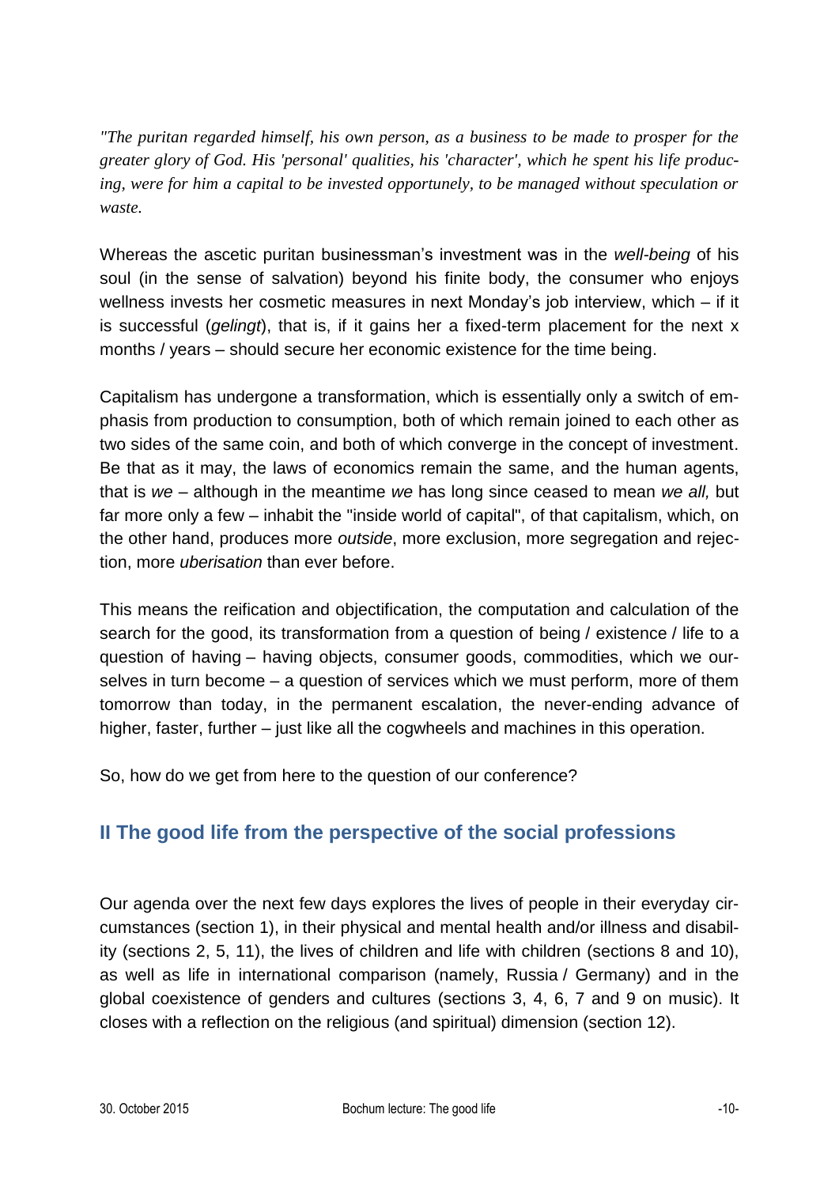*"The puritan regarded himself, his own person, as a business to be made to prosper for the greater glory of God. His 'personal' qualities, his 'character', which he spent his life producing, were for him a capital to be invested opportunely, to be managed without speculation or waste.*

Whereas the ascetic puritan businessman's investment was in the *well-being* of his soul (in the sense of salvation) beyond his finite body, the consumer who enjoys wellness invests her cosmetic measures in next Monday's job interview, which – if it is successful (*gelingt*), that is, if it gains her a fixed-term placement for the next x months / years – should secure her economic existence for the time being.

Capitalism has undergone a transformation, which is essentially only a switch of emphasis from production to consumption, both of which remain joined to each other as two sides of the same coin, and both of which converge in the concept of investment. Be that as it may, the laws of economics remain the same, and the human agents, that is *we* – although in the meantime *we* has long since ceased to mean *we all,* but far more only a few – inhabit the "inside world of capital", of that capitalism, which, on the other hand, produces more *outside*, more exclusion, more segregation and rejection, more *uberisation* than ever before.

This means the reification and objectification, the computation and calculation of the search for the good, its transformation from a question of being / existence / life to a question of having – having objects, consumer goods, commodities, which we ourselves in turn become – a question of services which we must perform, more of them tomorrow than today, in the permanent escalation, the never-ending advance of higher, faster, further – just like all the cogwheels and machines in this operation.

So, how do we get from here to the question of our conference?

## II The good life from the perspective of the social professions

Our agenda over the next few days explores the lives of people in their everyday circumstances (section 1), in their physical and mental health and/or illness and disability (sections 2, 5, 11), the lives of children and life with children (sections 8 and 10), as well as life in international comparison (namely, Russia / Germany) and in the global coexistence of genders and cultures (sections 3, 4, 6, 7 and 9 on music). It closes with a reflection on the religious (and spiritual) dimension (section 12).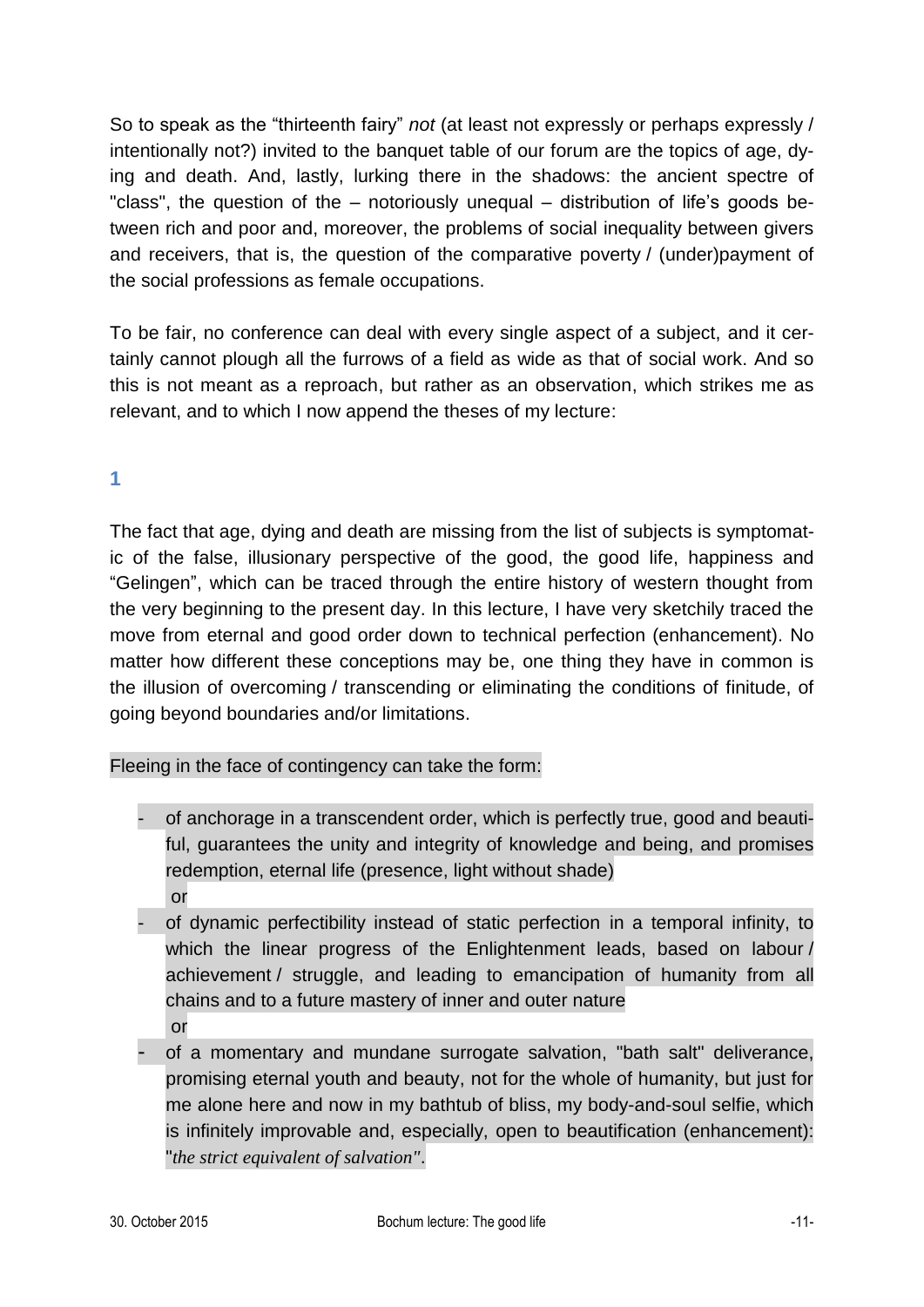So to speak as the "thirteenth fairy" *not* (at least not expressly or perhaps expressly / intentionally not?) invited to the banquet table of our forum are the topics of age, dying and death. And, lastly, lurking there in the shadows: the ancient spectre of "class", the question of the – notoriously unequal – distribution of life's goods between rich and poor and, moreover, the problems of social inequality between givers and receivers, that is, the question of the comparative poverty / (under)payment of the social professions as female occupations.

To be fair, no conference can deal with every single aspect of a subject, and it certainly cannot plough all the furrows of a field as wide as that of social work. And so this is not meant as a reproach, but rather as an observation, which strikes me as relevant, and to which I now append the theses of my lecture:

## 1

The fact that age, dying and death are missing from the list of subjects is symptomatic of the false, illusionary perspective of the good, the good life, happiness and "Gelingen", which can be traced through the entire history of western thought from the very beginning to the present day. In this lecture, I have very sketchily traced the move from eternal and good order down to technical perfection (enhancement). No matter how different these conceptions may be, one thing they have in common is the illusion of overcoming / transcending or eliminating the conditions of finitude, of going beyond boundaries and/or limitations.

Fleeing in the face of contingency can take the form:

- of anchorage in a transcendent order, which is perfectly true, good and beautiful, guarantees the unity and integrity of knowledge and being, and promises redemption, eternal life (presence, light without shade)
  or
- of dynamic perfectibility instead of static perfection in a temporal infinity, to which the linear progress of the Enlightenment leads, based on labour / achievement / struggle, and leading to emancipation of humanity from all chains and to a future mastery of inner and outer nature
  or
- of a momentary and mundane surrogate salvation, "bath salt" deliverance, promising eternal youth and beauty, not for the whole of humanity, but just for me alone here and now in my bathtub of bliss, my body-and-soul selfie, which is infinitely improvable and, especially, open to beautification (enhancement): "*the strict equivalent of salvation*".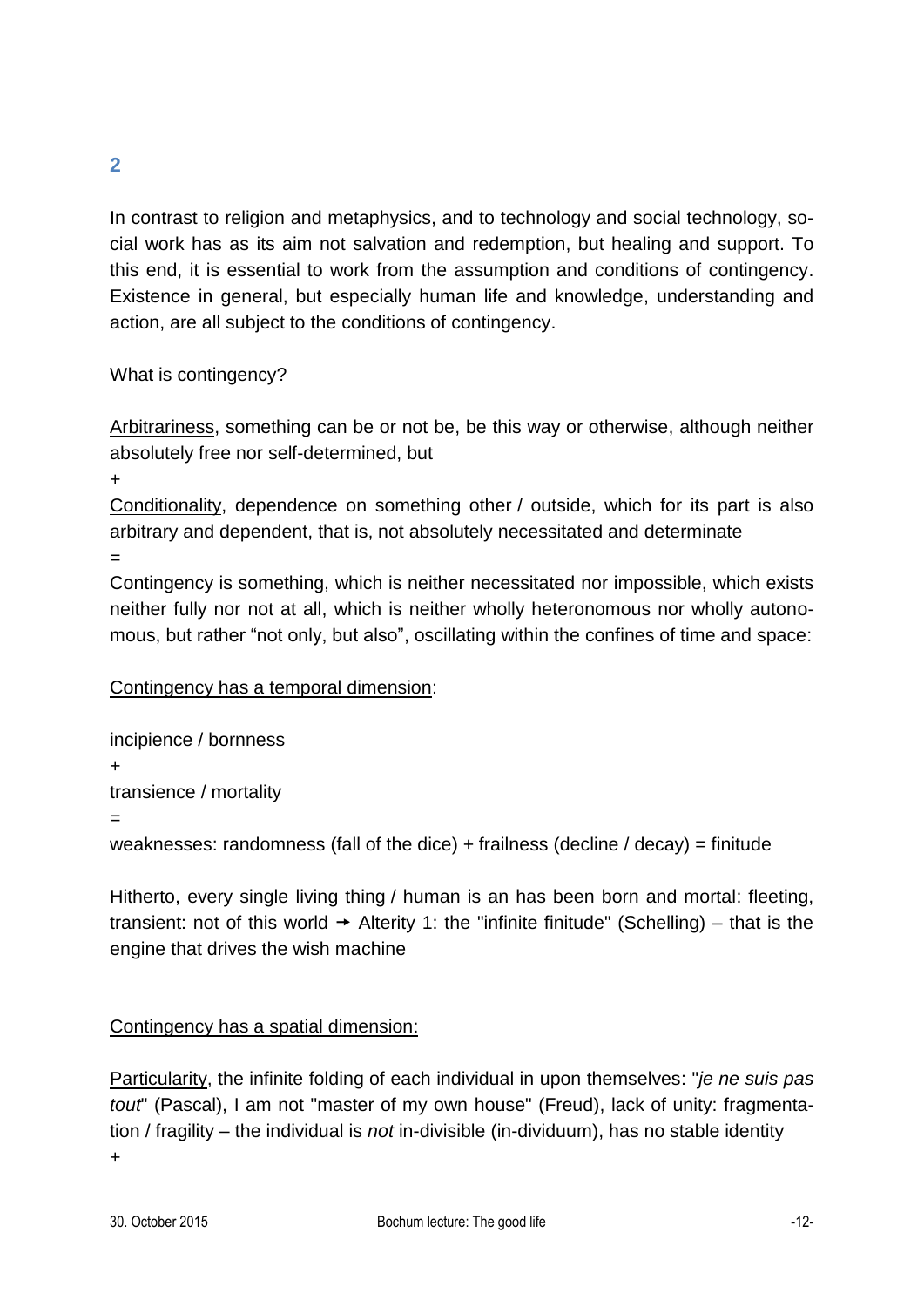## 2

In contrast to religion and metaphysics, and to technology and social technology, social work has as its aim not salvation and redemption, but healing and support. To this end, it is essential to work from the assumption and conditions of contingency. Existence in general, but especially human life and knowledge, understanding and action, are all subject to the conditions of contingency.

What is contingency?

<u>Arbitrariness</u>, something can be or not be, be this way or otherwise, although neither absolutely free nor self-determined, but

+

<u>Conditionality</u>, dependence on something other / outside, which for its part is also arbitrary and dependent, that is, not absolutely necessitated and determinate

=

Contingency is something, which is neither necessitated nor impossible, which exists neither fully nor not at all, which is neither wholly heteronomous nor wholly autonomous, but rather “not only, but also”, oscillating within the confines of time and space:

<u>Contingency has a temporal dimension</u>:

incipience / bornness

+

transience / mortality

=

weaknesses: randomness (fall of the dice) + frailness (decline / decay) = finitude

Hitherto, every single living thing / human is an has been born and mortal: fleeting, transient: not of this world → Alterity 1: the "infinite finitude" (Schelling) – that is the engine that drives the wish machine

<u>Contingency has a spatial dimension:</u>

<u>Particularity</u>, the infinite folding of each individual in upon themselves: "*je ne suis pas tout*" (Pascal), I am not "master of my own house" (Freud), lack of unity: fragmentation / fragility – the individual is *not* in-divisible (in-dividuum), has no stable identity

+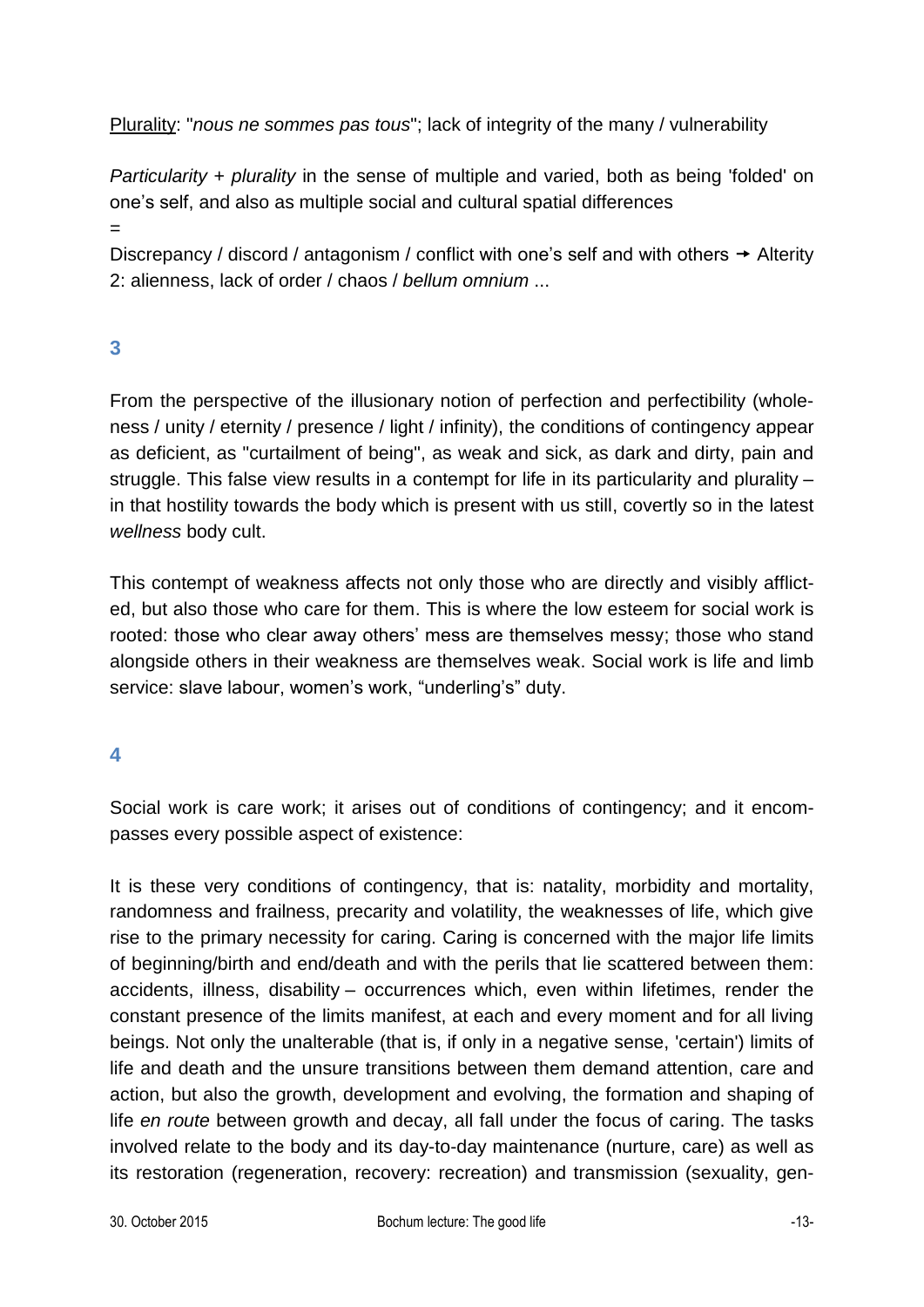<u>Plurality</u>: "*nous ne sommes pas tous*"; lack of integrity of the many / vulnerability

*Particularity* + *plurality* in the sense of multiple and varied, both as being 'folded' on one's self, and also as multiple social and cultural spatial differences

=

Discrepancy / discord / antagonism / conflict with one's self and with others → Alterity 2: alienness, lack of order / chaos / *bellum omnium* ...

### 3

From the perspective of the illusionary notion of perfection and perfectibility (wholeness / unity / eternity / presence / light / infinity), the conditions of contingency appear as deficient, as "curtailment of being", as weak and sick, as dark and dirty, pain and struggle. This false view results in a contempt for life in its particularity and plurality – in that hostility towards the body which is present with us still, covertly so in the latest *wellness* body cult.

This contempt of weakness affects not only those who are directly and visibly afflicted, but also those who care for them. This is where the low esteem for social work is rooted: those who clear away others' mess are themselves messy; those who stand alongside others in their weakness are themselves weak. Social work is life and limb service: slave labour, women's work, "underling's" duty.

### 4

Social work is care work; it arises out of conditions of contingency; and it encompasses every possible aspect of existence:

It is these very conditions of contingency, that is: natality, morbidity and mortality, randomness and frailness, precarity and volatility, the weaknesses of life, which give rise to the primary necessity for caring. Caring is concerned with the major life limits of beginning/birth and end/death and with the perils that lie scattered between them: accidents, illness, disability – occurrences which, even within lifetimes, render the constant presence of the limits manifest, at each and every moment and for all living beings. Not only the unalterable (that is, if only in a negative sense, 'certain') limits of life and death and the unsure transitions between them demand attention, care and action, but also the growth, development and evolving, the formation and shaping of life *en route* between growth and decay, all fall under the focus of caring. The tasks involved relate to the body and its day-to-day maintenance (nurture, care) as well as its restoration (regeneration, recovery: recreation) and transmission (sexuality, gen-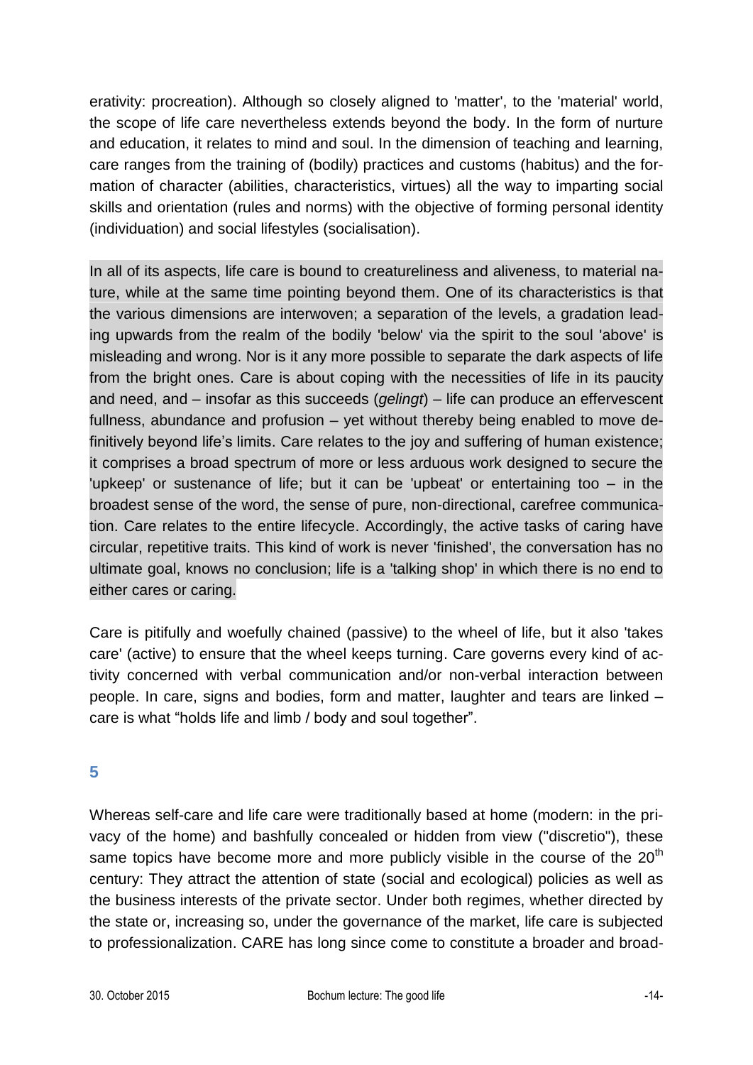erativity: procreation). Although so closely aligned to 'matter', to the 'material' world, the scope of life care nevertheless extends beyond the body. In the form of nurture and education, it relates to mind and soul. In the dimension of teaching and learning, care ranges from the training of (bodily) practices and customs (habitus) and the formation of character (abilities, characteristics, virtues) all the way to imparting social skills and orientation (rules and norms) with the objective of forming personal identity (individuation) and social lifestyles (socialisation).

In all of its aspects, life care is bound to creatureliness and aliveness, to material nature, while at the same time pointing beyond them. One of its characteristics is that the various dimensions are interwoven; a separation of the levels, a gradation leading upwards from the realm of the bodily 'below' via the spirit to the soul 'above' is misleading and wrong. Nor is it any more possible to separate the dark aspects of life from the bright ones. Care is about coping with the necessities of life in its paucity and need, and – insofar as this succeeds (*gelingt*) – life can produce an effervescent fullness, abundance and profusion – yet without thereby being enabled to move definitively beyond life's limits. Care relates to the joy and suffering of human existence; it comprises a broad spectrum of more or less arduous work designed to secure the 'upkeep' or sustenance of life; but it can be 'upbeat' or entertaining too – in the broadest sense of the word, the sense of pure, non-directional, carefree communication. Care relates to the entire lifecycle. Accordingly, the active tasks of caring have circular, repetitive traits. This kind of work is never 'finished', the conversation has no ultimate goal, knows no conclusion; life is a 'talking shop' in which there is no end to either cares or caring.

Care is pitifully and woefully chained (passive) to the wheel of life, but it also 'takes care' (active) to ensure that the wheel keeps turning. Care governs every kind of activity concerned with verbal communication and/or non-verbal interaction between people. In care, signs and bodies, form and matter, laughter and tears are linked – care is what "holds life and limb / body and soul together".

## 5

Whereas self-care and life care were traditionally based at home (modern: in the privacy of the home) and bashfully concealed or hidden from view ("discretio"), these same topics have become more and more publicly visible in the course of the 20th century: They attract the attention of state (social and ecological) policies as well as the business interests of the private sector. Under both regimes, whether directed by the state or, increasing so, under the governance of the market, life care is subjected to professionalization. CARE has long since come to constitute a broader and broad-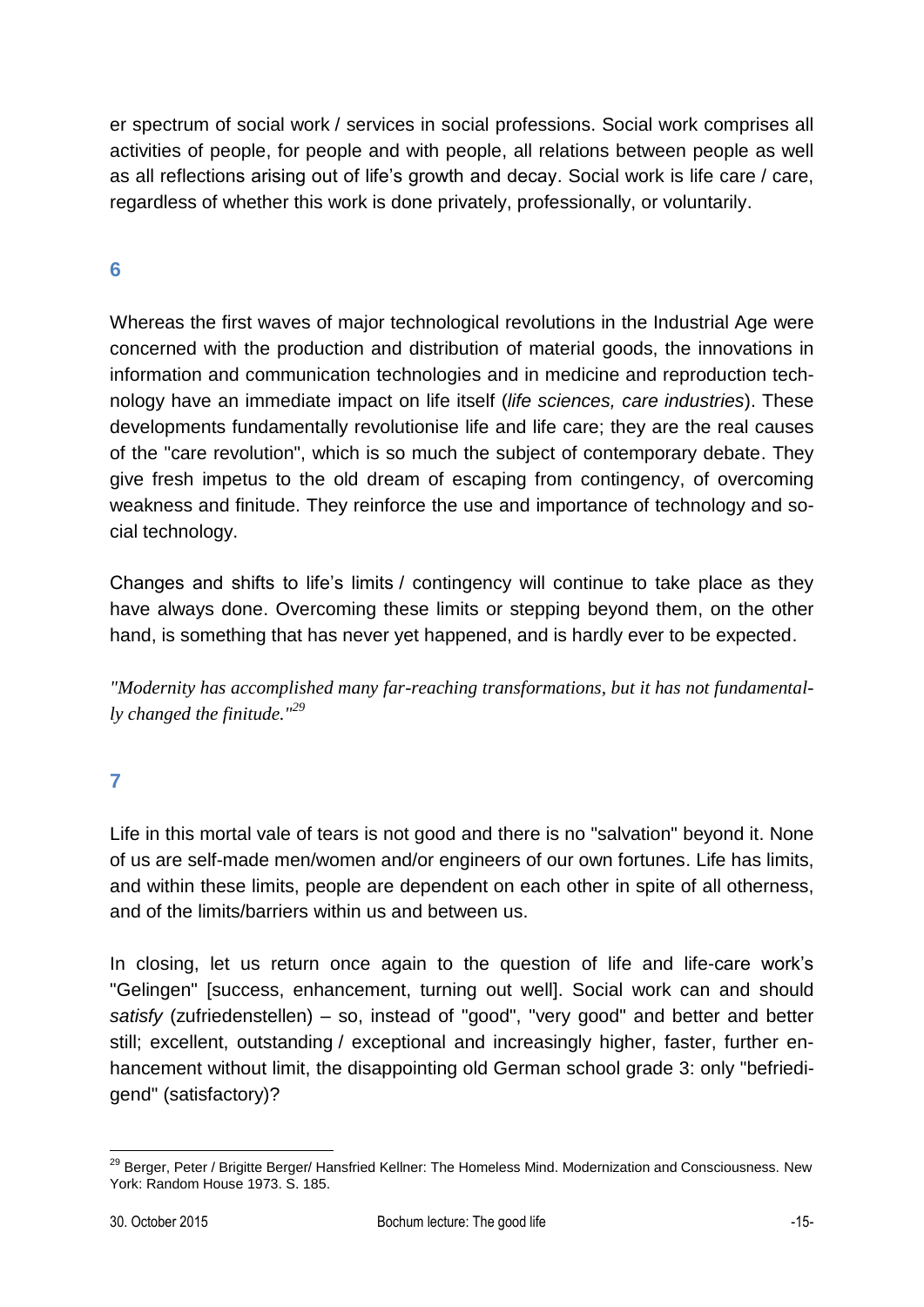er spectrum of social work / services in social professions. Social work comprises all activities of people, for people and with people, all relations between people as well as all reflections arising out of life's growth and decay. Social work is life care / care, regardless of whether this work is done privately, professionally, or voluntarily.

## 6

Whereas the first waves of major technological revolutions in the Industrial Age were concerned with the production and distribution of material goods, the innovations in information and communication technologies and in medicine and reproduction technology have an immediate impact on life itself (*life sciences, care industries*). These developments fundamentally revolutionise life and life care; they are the real causes of the "care revolution", which is so much the subject of contemporary debate. They give fresh impetus to the old dream of escaping from contingency, of overcoming weakness and finitude. They reinforce the use and importance of technology and social technology.

Changes and shifts to life's limits / contingency will continue to take place as they have always done. Overcoming these limits or stepping beyond them, on the other hand, is something that has never yet happened, and is hardly ever to be expected.

*"Modernity has accomplished many far-reaching transformations, but it has not fundamentally changed the finitude."*[29]

## 7

Life in this mortal vale of tears is not good and there is no "salvation" beyond it. None of us are self-made men/women and/or engineers of our own fortunes. Life has limits, and within these limits, people are dependent on each other in spite of all otherness, and of the limits/barriers within us and between us.

In closing, let us return once again to the question of life and life-care work's "Gelingen" [success, enhancement, turning out well]. Social work can and should *satisfy* (zufriedenstellen) – so, instead of "good", "very good" and better and better still; excellent, outstanding / exceptional and increasingly higher, faster, further enhancement without limit, the disappointing old German school grade 3: only "befriedigend" (satisfactory)?

---

[29] Berger, Peter / Brigitte Berger/ Hansfried Kellner: The Homeless Mind. Modernization and Consciousness. New York: Random House 1973. S. 185.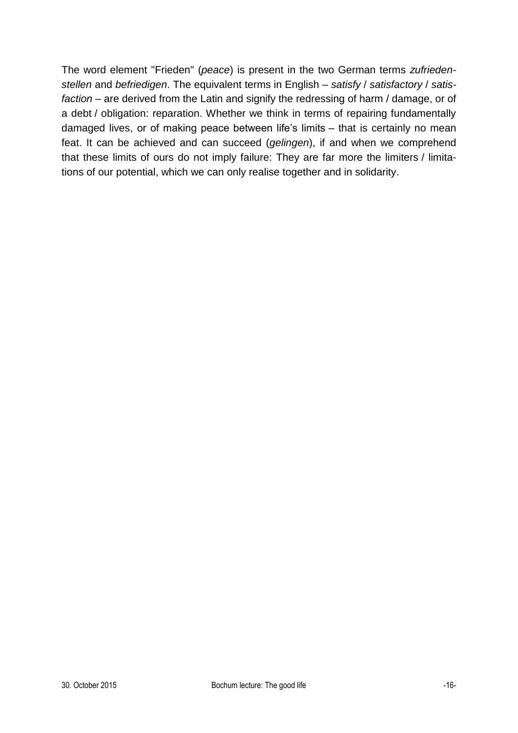The word element "Frieden" (*peace*) is present in the two German terms *zufriedenstellen* and *befriedigen*. The equivalent terms in English – *satisfy* / *satisfactory* / *satisfaction* – are derived from the Latin and signify the redressing of harm / damage, or of a debt / obligation: reparation. Whether we think in terms of repairing fundamentally damaged lives, or of making peace between life's limits – that is certainly no mean feat. It can be achieved and can succeed (*gelingen*), if and when we comprehend that these limits of ours do not imply failure: They are far more the limiters / limitations of our potential, which we can only realise together and in solidarity.